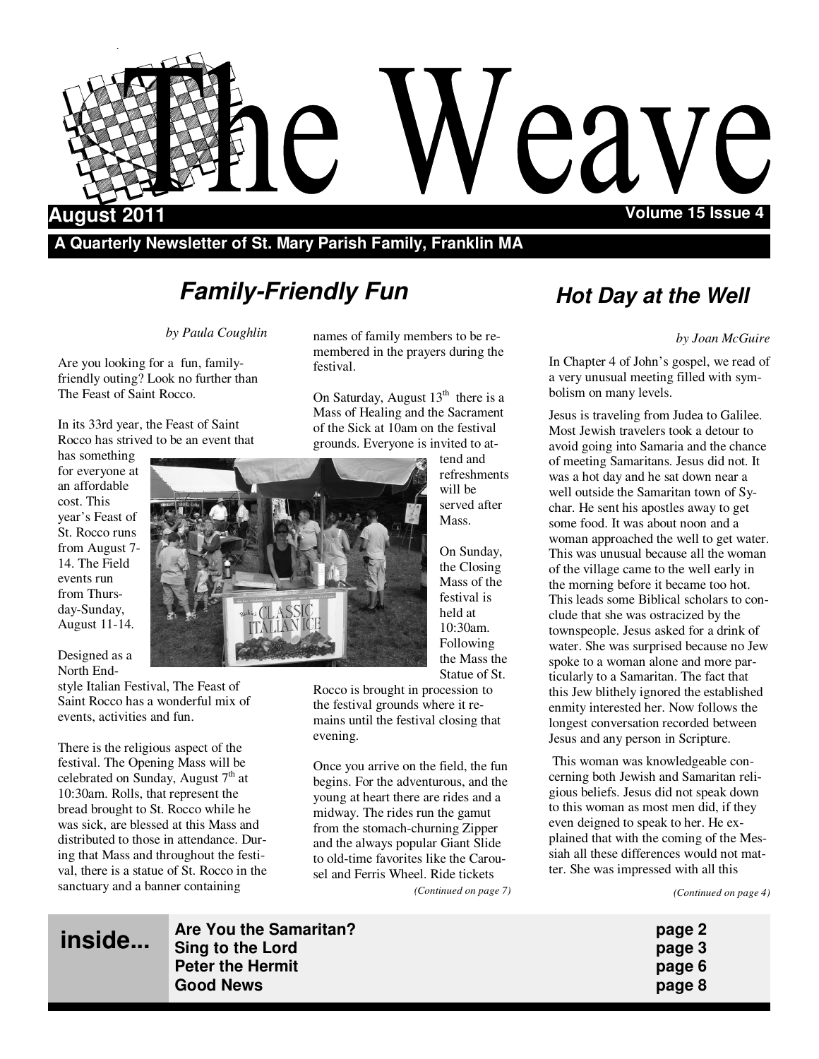# The Weave

**August 2011** **Volume 15 Issue 4**

**A Quarterly Newsletter of St. Mary Parish Family, Franklin MA**

## Family-Friendly Fun

*by Paula Coughlin*

Are you looking for a fun, family-friendly outing? Look no further than The Feast of Saint Rocco.

In its 33rd year, the Feast of Saint Rocco has strived to be an event that has something for everyone at an affordable cost. This year's Feast of St. Rocco runs from August 7-14. The Field events run from Thursday-Sunday, August 11-14.

Designed as a North End-style Italian Festival, The Feast of Saint Rocco has a wonderful mix of events, activities and fun.

There is the religious aspect of the festival. The Opening Mass will be celebrated on Sunday, August 7th at 10:30am. Rolls, that represent the bread brought to St. Rocco while he was sick, are blessed at this Mass and distributed to those in attendance. During that Mass and throughout the festival, there is a statue of St. Rocco in the sanctuary and a banner containing names of family members to be remembered in the prayers during the festival.

On Saturday, August 13th there is a Mass of Healing and the Sacrament of the Sick at 10am on the festival grounds. Everyone is invited to attend and refreshments will be served after Mass.

On Sunday, the Closing Mass of the festival is held at 10:30am. Following the Mass the Statue of St. Rocco is brought in procession to the festival grounds where it remains until the festival closing that evening.

Once you arrive on the field, the fun begins. For the adventurous, and the young at heart there are rides and a midway. The rides run the gamut from the stomach-churning Zipper and the always popular Giant Slide to old-time favorites like the Carousel and Ferris Wheel. Ride tickets

*(Continued on page 7)*

## Hot Day at the Well

*by Joan McGuire*

In Chapter 4 of John's gospel, we read of a very unusual meeting filled with symbolism on many levels.

Jesus is traveling from Judea to Galilee. Most Jewish travelers took a detour to avoid going into Samaria and the chance of meeting Samaritans. Jesus did not. It was a hot day and he sat down near a well outside the Samaritan town of Sychar. He sent his apostles away to get some food. It was about noon and a woman approached the well to get water. This was unusual because all the woman of the village came to the well early in the morning before it became too hot. This leads some Biblical scholars to conclude that she was ostracized by the townspeople. Jesus asked for a drink of water. She was surprised because no Jew spoke to a woman alone and more particularly to a Samaritan. The fact that this Jew blithely ignored the established enmity interested her. Now follows the longest conversation recorded between Jesus and any person in Scripture.

This woman was knowledgeable concerning both Jewish and Samaritan religious beliefs. Jesus did not speak down to this woman as most men did, if they even deigned to speak to her. He explained that with the coming of the Messiah all these differences would not matter. She was impressed with all this

*(Continued on page 4)*

**inside...**

| | |
|---|---|
| **Are You the Samaritan?** | **page 2** |
| **Sing to the Lord** | **page 3** |
| **Peter the Hermit** | **page 6** |
| **Good News** | **page 8** |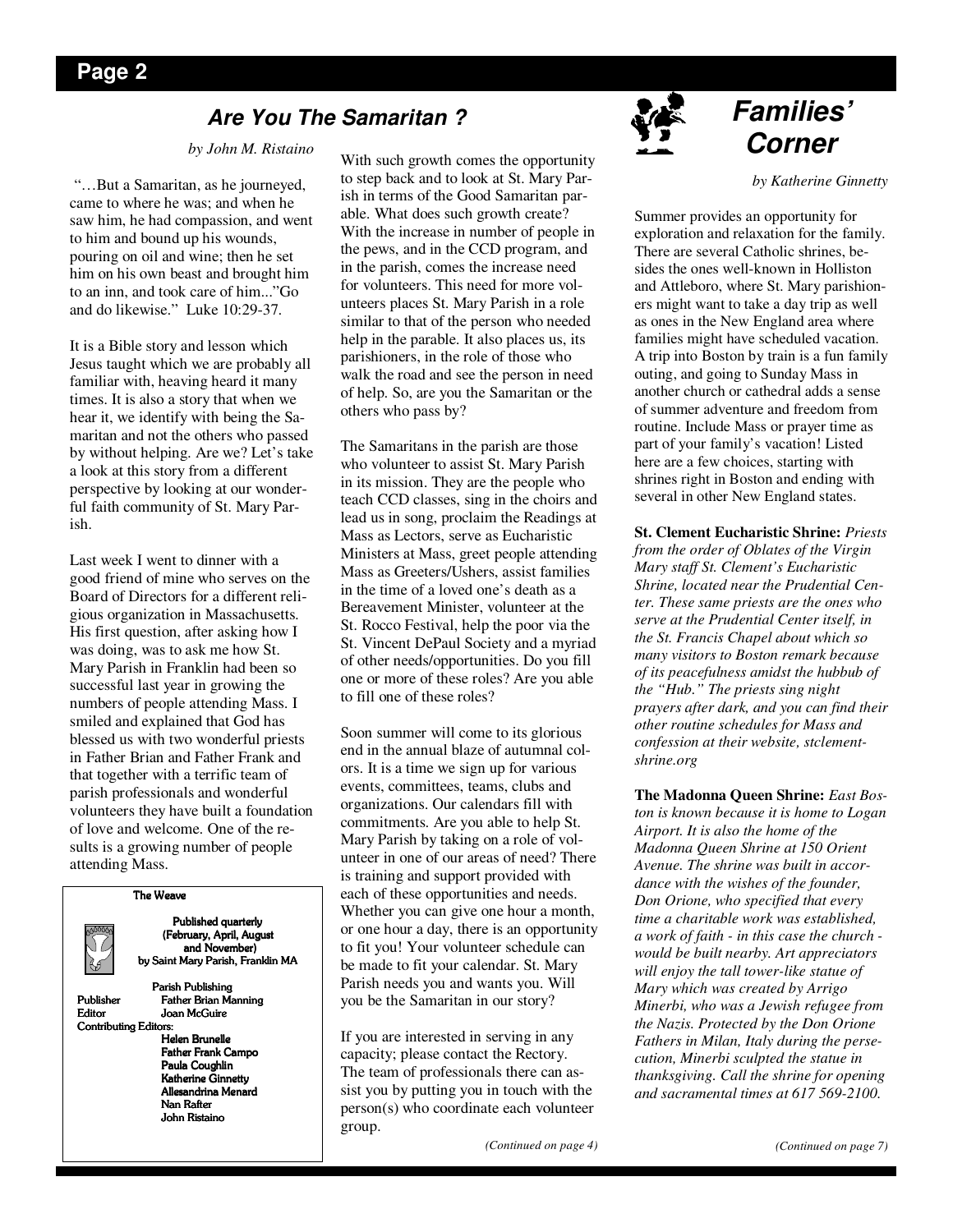## Are You The Samaritan ?

*by John M. Ristaino*

"…But a Samaritan, as he journeyed, came to where he was; and when he saw him, he had compassion, and went to him and bound up his wounds, pouring on oil and wine; then he set him on his own beast and brought him to an inn, and took care of him..."Go and do likewise." Luke 10:29-37.

It is a Bible story and lesson which Jesus taught which we are probably all familiar with, heaving heard it many times. It is also a story that when we hear it, we identify with being the Samaritan and not the others who passed by without helping. Are we? Let's take a look at this story from a different perspective by looking at our wonderful faith community of St. Mary Parish.

Last week I went to dinner with a good friend of mine who serves on the Board of Directors for a different religious organization in Massachusetts. His first question, after asking how I was doing, was to ask me how St. Mary Parish in Franklin had been so successful last year in growing the numbers of people attending Mass. I smiled and explained that God has blessed us with two wonderful priests in Father Brian and Father Frank and that together with a terrific team of parish professionals and wonderful volunteers they have built a foundation of love and welcome. One of the results is a growing number of people attending Mass.

With such growth comes the opportunity to step back and to look at St. Mary Parish in terms of the Good Samaritan parable. What does such growth create? With the increase in number of people in the pews, and in the CCD program, and in the parish, comes the increase need for volunteers. This need for more volunteers places St. Mary Parish in a role similar to that of the person who needed help in the parable. It also places us, its parishioners, in the role of those who walk the road and see the person in need of help. So, are you the Samaritan or the others who pass by?

The Samaritans in the parish are those who volunteer to assist St. Mary Parish in its mission. They are the people who teach CCD classes, sing in the choirs and lead us in song, proclaim the Readings at Mass as Lectors, serve as Eucharistic Ministers at Mass, greet people attending Mass as Greeters/Ushers, assist families in the time of a loved one's death as a Bereavement Minister, volunteer at the St. Rocco Festival, help the poor via the St. Vincent DePaul Society and a myriad of other needs/opportunities. Do you fill one or more of these roles? Are you able to fill one of these roles?

Soon summer will come to its glorious end in the annual blaze of autumnal colors. It is a time we sign up for various events, committees, teams, clubs and organizations. Our calendars fill with commitments. Are you able to help St. Mary Parish by taking on a role of volunteer in one of our areas of need? There is training and support provided with each of these opportunities and needs. Whether you can give one hour a month, or one hour a day, there is an opportunity to fit you! Your volunteer schedule can be made to fit your calendar. St. Mary Parish needs you and wants you. Will you be the Samaritan in our story?

If you are interested in serving in any capacity; please contact the Rectory. The team of professionals there can assist you by putting you in touch with the person(s) who coordinate each volunteer group.

*(Continued on page 4)*

---

**The Weave**

Published quarterly
(February, April, August and November)
by Saint Mary Parish, Franklin MA

Parish Publishing

Publisher: Father Brian Manning
Editor: Joan McGuire
Contributing Editors:
Helen Brunelle
Father Frank Campo
Paula Coughlin
Katherine Ginnetty
Allesandrina Menard
Nan Rafter
John Ristaino

---

## Families' Corner

*by Katherine Ginnetty*

Summer provides an opportunity for exploration and relaxation for the family. There are several Catholic shrines, besides the ones well-known in Holliston and Attleboro, where St. Mary parishioners might want to take a day trip as well as ones in the New England area where families might have scheduled vacation. A trip into Boston by train is a fun family outing, and going to Sunday Mass in another church or cathedral adds a sense of summer adventure and freedom from routine. Include Mass or prayer time as part of your family's vacation! Listed here are a few choices, starting with shrines right in Boston and ending with several in other New England states.

**St. Clement Eucharistic Shrine:** *Priests from the order of Oblates of the Virgin Mary staff St. Clement's Eucharistic Shrine, located near the Prudential Center. These same priests are the ones who serve at the Prudential Center itself, in the St. Francis Chapel about which so many visitors to Boston remark because of its peacefulness amidst the hubbub of the "Hub." The priests sing night prayers after dark, and you can find their other routine schedules for Mass and confession at their website, stclementshrine.org*

**The Madonna Queen Shrine:** *East Boston is known because it is home to Logan Airport. It is also the home of the Madonna Queen Shrine at 150 Orient Avenue. The shrine was built in accordance with the wishes of the founder, Don Orione, who specified that every time a charitable work was established, a work of faith - in this case the church - would be built nearby. Art appreciators will enjoy the tall tower-like statue of Mary which was created by Arrigo Minerbi, who was a Jewish refugee from the Nazis. Protected by the Don Orione Fathers in Milan, Italy during the persecution, Minerbi sculpted the statue in thanksgiving. Call the shrine for opening and sacramental times at 617 569-2100.*

*(Continued on page 7)*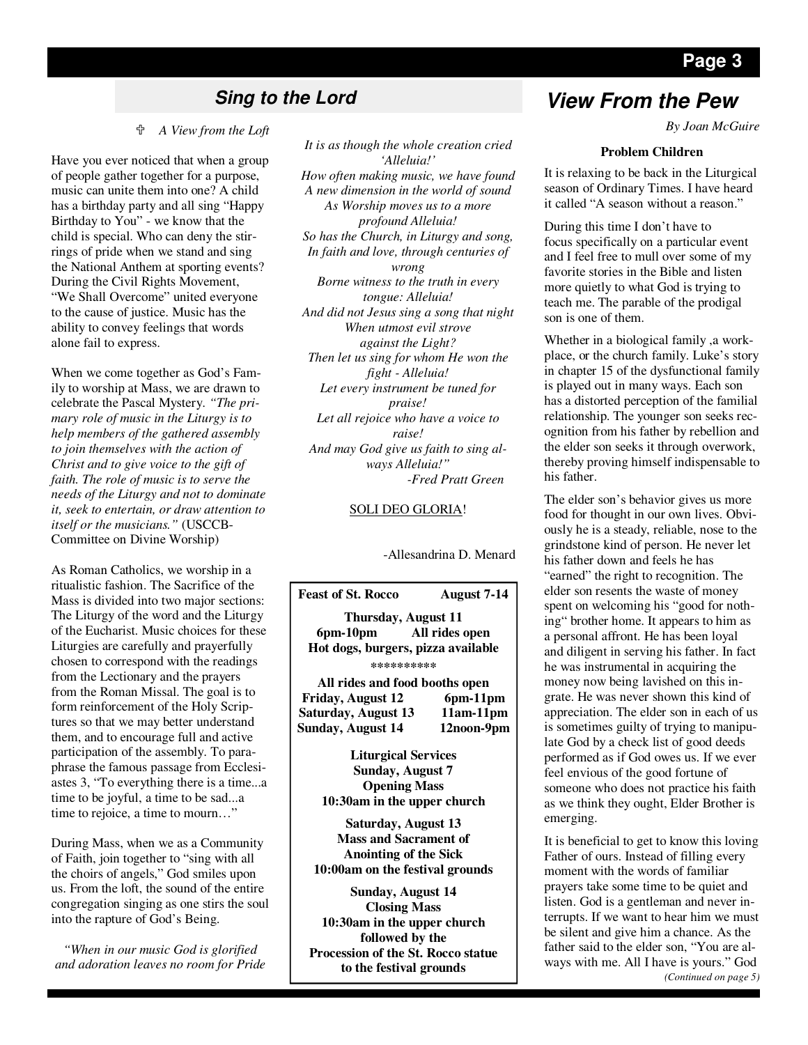## Sing to the Lord

♰ *A View from the Loft*

Have you ever noticed that when a group of people gather together for a purpose, music can unite them into one? A child has a birthday party and all sing "Happy Birthday to You" - we know that the child is special. Who can deny the stirrings of pride when we stand and sing the National Anthem at sporting events? During the Civil Rights Movement, "We Shall Overcome" united everyone to the cause of justice. Music has the ability to convey feelings that words alone fail to express.

When we come together as God's Family to worship at Mass, we are drawn to celebrate the Pascal Mystery. *"The primary role of music in the Liturgy is to help members of the gathered assembly to join themselves with the action of Christ and to give voice to the gift of faith. The role of music is to serve the needs of the Liturgy and not to dominate it, seek to entertain, or draw attention to itself or the musicians."* (USCCB-Committee on Divine Worship)

As Roman Catholics, we worship in a ritualistic fashion. The Sacrifice of the Mass is divided into two major sections: The Liturgy of the word and the Liturgy of the Eucharist. Music choices for these Liturgies are carefully and prayerfully chosen to correspond with the readings from the Lectionary and the prayers from the Roman Missal. The goal is to form reinforcement of the Holy Scriptures so that we may better understand them, and to encourage full and active participation of the assembly. To paraphrase the famous passage from Ecclesiastes 3, "To everything there is a time...a time to be joyful, a time to be sad...a time to rejoice, a time to mourn…"

During Mass, when we as a Community of Faith, join together to "sing with all the choirs of angels," God smiles upon us. From the loft, the sound of the entire congregation singing as one stirs the soul into the rapture of God's Being.

*"When in our music God is glorified*
*and adoration leaves no room for Pride*
*It is as though the whole creation cried*
*'Alleluia!'*
*How often making music, we have found*
*A new dimension in the world of sound*
*As Worship moves us to a more*
*profound Alleluia!*
*So has the Church, in Liturgy and song,*
*In faith and love, through centuries of*
*wrong*
*Borne witness to the truth in every*
*tongue: Alleluia!*
*And did not Jesus sing a song that night*
*When utmost evil strove*
*against the Light?*
*Then let us sing for whom He won the*
*fight - Alleluia!*
*Let every instrument be tuned for*
*praise!*
*Let all rejoice who have a voice to*
*raise!*
*And may God give us faith to sing always Alleluia!"*
*-Fred Pratt Green*

SOLI DEO GLORIA!

-Allesandrina D. Menard

---

**Feast of St. Rocco — August 7-14**

**Thursday, August 11**
**6pm-10pm — All rides open**
**Hot dogs, burgers, pizza available**

\*\*\*\*\*\*\*\*\*\*

**All rides and food booths open**
**Friday, August 12 — 6pm-11pm**
**Saturday, August 13 — 11am-11pm**
**Sunday, August 14 — 12noon-9pm**

**Liturgical Services**
**Sunday, August 7**
**Opening Mass**
**10:30am in the upper church**

**Saturday, August 13**
**Mass and Sacrament of Anointing of the Sick**
**10:00am on the festival grounds**

**Sunday, August 14**
**Closing Mass**
**10:30am in the upper church**
**followed by the**
**Procession of the St. Rocco statue to the festival grounds**

---

## View From the Pew

*By Joan McGuire*

**Problem Children**

It is relaxing to be back in the Liturgical season of Ordinary Times. I have heard it called "A season without a reason."

During this time I don't have to focus specifically on a particular event and I feel free to mull over some of my favorite stories in the Bible and listen more quietly to what God is trying to teach me. The parable of the prodigal son is one of them.

Whether in a biological family ,a workplace, or the church family. Luke's story in chapter 15 of the dysfunctional family is played out in many ways. Each son has a distorted perception of the familial relationship. The younger son seeks recognition from his father by rebellion and the elder son seeks it through overwork, thereby proving himself indispensable to his father.

The elder son's behavior gives us more food for thought in our own lives. Obviously he is a steady, reliable, nose to the grindstone kind of person. He never let his father down and feels he has "earned" the right to recognition. The elder son resents the waste of money spent on welcoming his "good for nothing" brother home. It appears to him as a personal affront. He has been loyal and diligent in serving his father. In fact he was instrumental in acquiring the money now being lavished on this ingrate. He was never shown this kind of appreciation. The elder son in each of us is sometimes guilty of trying to manipulate God by a check list of good deeds performed as if God owes us. If we ever feel envious of the good fortune of someone who does not practice his faith as we think they ought, Elder Brother is emerging.

It is beneficial to get to know this loving Father of ours. Instead of filling every moment with the words of familiar prayers take some time to be quiet and listen. God is a gentleman and never interrupts. If we want to hear him we must be silent and give him a chance. As the father said to the elder son, "You are always with me. All I have is yours." God

*(Continued on page 5)*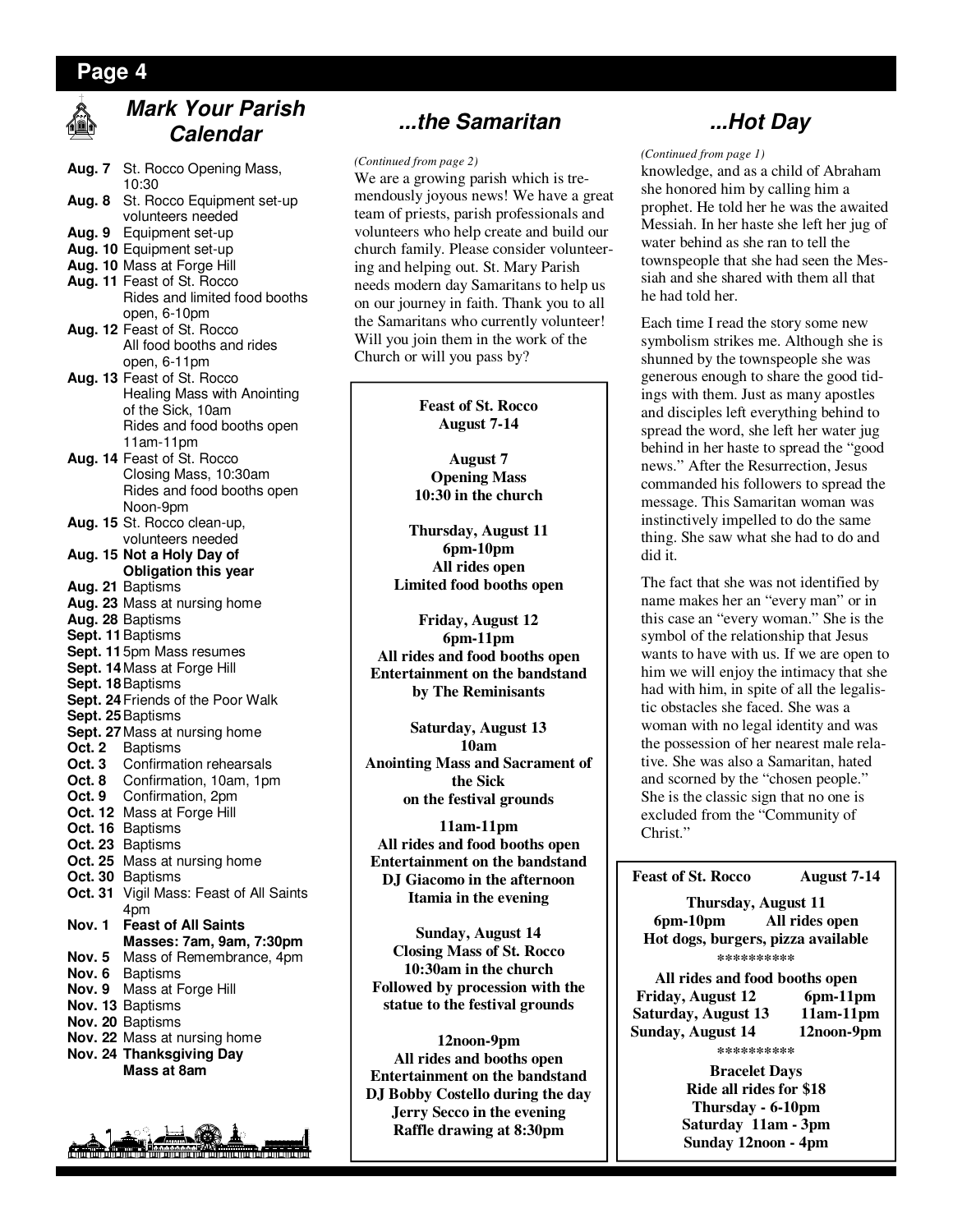## Mark Your Parish Calendar

**Aug. 7** St. Rocco Opening Mass, 10:30
**Aug. 8** St. Rocco Equipment set-up volunteers needed
**Aug. 9** Equipment set-up
**Aug. 10** Equipment set-up
**Aug. 10** Mass at Forge Hill
**Aug. 11** Feast of St. Rocco
Rides and limited food booths open, 6-10pm
**Aug. 12** Feast of St. Rocco
All food booths and rides open, 6-11pm
**Aug. 13** Feast of St. Rocco
Healing Mass with Anointing of the Sick, 10am
Rides and food booths open 11am-11pm
**Aug. 14** Feast of St. Rocco
Closing Mass, 10:30am
Rides and food booths open Noon-9pm
**Aug. 15** St. Rocco clean-up, volunteers needed
**Aug. 15 Not a Holy Day of Obligation this year**
**Aug. 21** Baptisms
**Aug. 23** Mass at nursing home
**Aug. 28** Baptisms
**Sept. 11** Baptisms
**Sept. 11** 5pm Mass resumes
**Sept. 14** Mass at Forge Hill
**Sept. 18** Baptisms
**Sept. 24** Friends of the Poor Walk
**Sept. 25** Baptisms
**Sept. 27** Mass at nursing home
**Oct. 2** Baptisms
**Oct. 3** Confirmation rehearsals
**Oct. 8** Confirmation, 10am, 1pm
**Oct. 9** Confirmation, 2pm
**Oct. 12** Mass at Forge Hill
**Oct. 16** Baptisms
**Oct. 23** Baptisms
**Oct. 25** Mass at nursing home
**Oct. 30** Baptisms
**Oct. 31** Vigil Mass: Feast of All Saints 4pm
**Nov. 1 Feast of All Saints**
**Masses: 7am, 9am, 7:30pm**
**Nov. 5** Mass of Remembrance, 4pm
**Nov. 6** Baptisms
**Nov. 9** Mass at Forge Hill
**Nov. 13** Baptisms
**Nov. 20** Baptisms
**Nov. 22** Mass at nursing home
**Nov. 24 Thanksgiving Day**
**Mass at 8am**

## ...the Samaritan

*(Continued from page 2)*

We are a growing parish which is tremendously joyous news! We have a great team of priests, parish professionals and volunteers who help create and build our church family. Please consider volunteering and helping out. St. Mary Parish needs modern day Samaritans to help us on our journey in faith. Thank you to all the Samaritans who currently volunteer! Will you join them in the work of the Church or will you pass by?

**Feast of St. Rocco**
**August 7-14**

**August 7**
**Opening Mass**
**10:30 in the church**

**Thursday, August 11**
**6pm-10pm**
**All rides open**
**Limited food booths open**

**Friday, August 12**
**6pm-11pm**
**All rides and food booths open**
**Entertainment on the bandstand by The Reminisants**

**Saturday, August 13**
**10am**
**Anointing Mass and Sacrament of the Sick on the festival grounds**

**11am-11pm**
**All rides and food booths open**
**Entertainment on the bandstand**
**DJ Giacomo in the afternoon**
**Itamia in the evening**

**Sunday, August 14**
**Closing Mass of St. Rocco**
**10:30am in the church**
**Followed by procession with the statue to the festival grounds**

**12noon-9pm**
**All rides and booths open**
**Entertainment on the bandstand**
**DJ Bobby Costello during the day**
**Jerry Secco in the evening**
**Raffle drawing at 8:30pm**

## ...Hot Day

*(Continued from page 1)*

knowledge, and as a child of Abraham she honored him by calling him a prophet. He told her he was the awaited Messiah. In her haste she left her jug of water behind as she ran to tell the townspeople that she had seen the Messiah and she shared with them all that he had told her.

Each time I read the story some new symbolism strikes me. Although she is shunned by the townspeople she was generous enough to share the good tidings with them. Just as many apostles and disciples left everything behind to spread the word, she left her water jug behind in her haste to spread the "good news." After the Resurrection, Jesus commanded his followers to spread the message. This Samaritan woman was instinctively impelled to do the same thing. She saw what she had to do and did it.

The fact that she was not identified by name makes her an "every man" or in this case an "every woman." She is the symbol of the relationship that Jesus wants to have with us. If we are open to him we will enjoy the intimacy that she had with him, in spite of all the legalistic obstacles she faced. She was a woman with no legal identity and was the possession of her nearest male relative. She was also a Samaritan, hated and scorned by the "chosen people." She is the classic sign that no one is excluded from the "Community of Christ."

**Feast of St. Rocco August 7-14**

**Thursday, August 11**
**6pm-10pm All rides open**
**Hot dogs, burgers, pizza available**
**\*\*\*\*\*\*\*\*\***
**All rides and food booths open**
**Friday, August 12 6pm-11pm**
**Saturday, August 13 11am-11pm**
**Sunday, August 14 12noon-9pm**
**\*\*\*\*\*\*\*\*\***
**Bracelet Days**
**Ride all rides for $18**
**Thursday - 6-10pm**
**Saturday 11am - 3pm**
**Sunday 12noon - 4pm**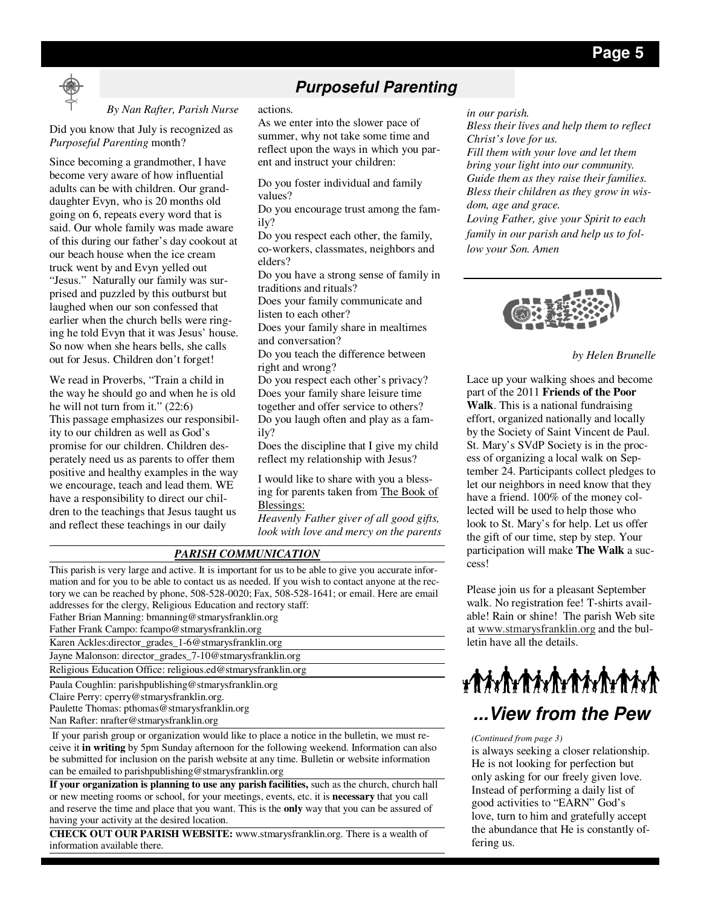## Purposeful Parenting

*By Nan Rafter, Parish Nurse*

Did you know that July is recognized as *Purposeful Parenting* month?

Since becoming a grandmother, I have become very aware of how influential adults can be with children. Our granddaughter Evyn, who is 20 months old going on 6, repeats every word that is said. Our whole family was made aware of this during our father's day cookout at our beach house when the ice cream truck went by and Evyn yelled out "Jesus." Naturally our family was surprised and puzzled by this outburst but laughed when our son confessed that earlier when the church bells were ringing he told Evyn that it was Jesus' house. So now when she hears bells, she calls out for Jesus. Children don't forget!

We read in Proverbs, "Train a child in the way he should go and when he is old he will not turn from it." (22:6) This passage emphasizes our responsibility to our children as well as God's promise for our children. Children desperately need us as parents to offer them positive and healthy examples in the way we encourage, teach and lead them. WE have a responsibility to direct our children to the teachings that Jesus taught us and reflect these teachings in our daily actions.

As we enter into the slower pace of summer, why not take some time and reflect upon the ways in which you parent and instruct your children:

Do you foster individual and family values?
Do you encourage trust among the family?
Do you respect each other, the family, co-workers, classmates, neighbors and elders?
Do you have a strong sense of family in traditions and rituals?
Does your family communicate and listen to each other?
Does your family share in mealtimes and conversation?
Do you teach the difference between right and wrong?
Do you respect each other's privacy?
Does your family share leisure time together and offer service to others?
Do you laugh often and play as a family?
Does the discipline that I give my child reflect my relationship with Jesus?

I would like to share with you a blessing for parents taken from The Book of Blessings:

*Heavenly Father giver of all good gifts, look with love and mercy on the parents in our parish.*
*Bless their lives and help them to reflect Christ's love for us.*
*Fill them with your love and let them bring your light into our community.*
*Guide them as they raise their families.*
*Bless their children as they grow in wisdom, age and grace.*
*Loving Father, give your Spirit to each family in our parish and help us to follow your Son. Amen*

### *PARISH COMMUNICATION*

This parish is very large and active. It is important for us to be able to give you accurate information and for you to be able to contact us as needed. If you wish to contact anyone at the rectory we can be reached by phone, 508-528-0020; Fax, 508-528-1641; or email. Here are email addresses for the clergy, Religious Education and rectory staff:

Father Brian Manning: bmanning@stmarysfranklin.org
Father Frank Campo: fcampo@stmarysfranklin.org
Karen Ackles:director_grades_1-6@stmarysfranklin.org
Jayne Malonson: director_grades_7-10@stmarysfranklin.org
Religious Education Office: religious.ed@stmarysfranklin.org
Paula Coughlin: parishpublishing@stmarysfranklin.org
Claire Perry: cperry@stmarysfranklin.org.
Paulette Thomas: pthomas@stmarysfranklin.org
Nan Rafter: nrafter@stmarysfranklin.org

If your parish group or organization would like to place a notice in the bulletin, we must receive it **in writing** by 5pm Sunday afternoon for the following weekend. Information can also be submitted for inclusion on the parish website at any time. Bulletin or website information can be emailed to parishpublishing@stmarysfranklin.org

**If your organization is planning to use any parish facilities,** such as the church, church hall or new meeting rooms or school, for your meetings, events, etc. it is **necessary** that you call and reserve the time and place that you want. This is the **only** way that you can be assured of having your activity at the desired location.

**CHECK OUT OUR PARISH WEBSITE:** www.stmarysfranklin.org. There is a wealth of information available there.

*by Helen Brunelle*

Lace up your walking shoes and become part of the 2011 **Friends of the Poor Walk**. This is a national fundraising effort, organized nationally and locally by the Society of Saint Vincent de Paul. St. Mary's SVdP Society is in the process of organizing a local walk on September 24. Participants collect pledges to let our neighbors in need know that they have a friend. 100% of the money collected will be used to help those who look to St. Mary's for help. Let us offer the gift of our time, step by step. Your participation will make **The Walk** a success!

Please join us for a pleasant September walk. No registration fee! T-shirts available! Rain or shine! The parish Web site at www.stmarysfranklin.org and the bulletin have all the details.

## *...View from the Pew*

*(Continued from page 3)*

is always seeking a closer relationship. He is not looking for perfection but only asking for our freely given love. Instead of performing a daily list of good activities to "EARN" God's love, turn to him and gratefully accept the abundance that He is constantly offering us.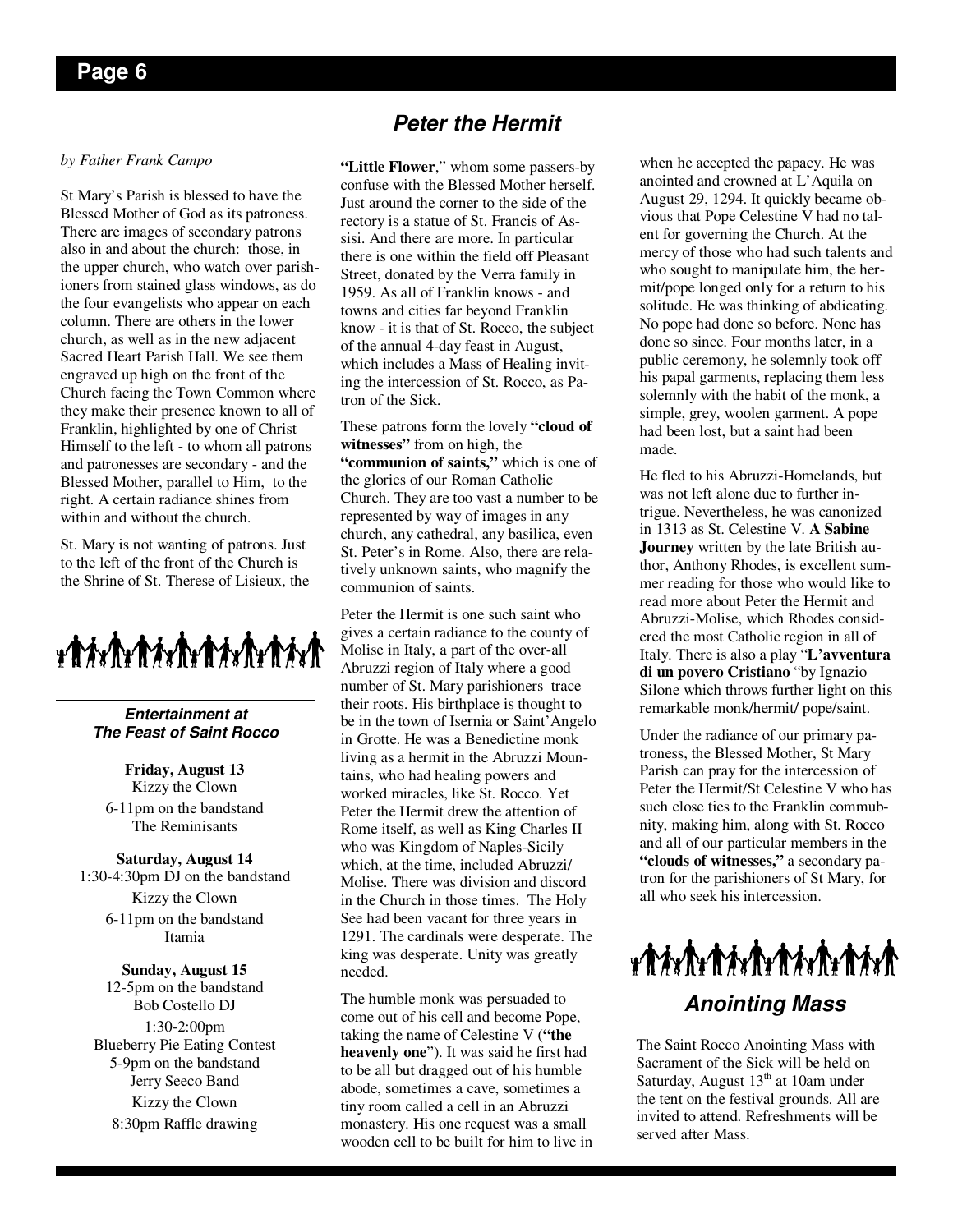# Peter the Hermit

*by Father Frank Campo*

St Mary's Parish is blessed to have the Blessed Mother of God as its patroness. There are images of secondary patrons also in and about the church: those, in the upper church, who watch over parishioners from stained glass windows, as do the four evangelists who appear on each column. There are others in the lower church, as well as in the new adjacent Sacred Heart Parish Hall. We see them engraved up high on the front of the Church facing the Town Common where they make their presence known to all of Franklin, highlighted by one of Christ Himself to the left - to whom all patrons and patronesses are secondary - and the Blessed Mother, parallel to Him, to the right. A certain radiance shines from within and without the church.

St. Mary is not wanting of patrons. Just to the left of the front of the Church is the Shrine of St. Therese of Lisieux, the **"Little Flower**," whom some passers-by confuse with the Blessed Mother herself. Just around the corner to the side of the rectory is a statue of St. Francis of Assisi. And there are more. In particular there is one within the field off Pleasant Street, donated by the Verra family in 1959. As all of Franklin knows - and towns and cities far beyond Franklin know - it is that of St. Rocco, the subject of the annual 4-day feast in August, which includes a Mass of Healing inviting the intercession of St. Rocco, as Patron of the Sick.

These patrons form the lovely **"cloud of witnesses"** from on high, the **"communion of saints,"** which is one of the glories of our Roman Catholic Church. They are too vast a number to be represented by way of images in any church, any cathedral, any basilica, even St. Peter's in Rome. Also, there are relatively unknown saints, who magnify the communion of saints.

Peter the Hermit is one such saint who gives a certain radiance to the county of Molise in Italy, a part of the over-all Abruzzi region of Italy where a good number of St. Mary parishioners trace their roots. His birthplace is thought to be in the town of Isernia or Saint'Angelo in Grotte. He was a Benedictine monk living as a hermit in the Abruzzi Mountains, who had healing powers and worked miracles, like St. Rocco. Yet Peter the Hermit drew the attention of Rome itself, as well as King Charles II who was Kingdom of Naples-Sicily which, at the time, included Abruzzi/ Molise. There was division and discord in the Church in those times. The Holy See had been vacant for three years in 1291. The cardinals were desperate. The king was desperate. Unity was greatly needed.

The humble monk was persuaded to come out of his cell and become Pope, taking the name of Celestine V (**"the heavenly one**"). It was said he first had to be all but dragged out of his humble abode, sometimes a cave, sometimes a tiny room called a cell in an Abruzzi monastery. His one request was a small wooden cell to be built for him to live in when he accepted the papacy. He was anointed and crowned at L'Aquila on August 29, 1294. It quickly became obvious that Pope Celestine V had no talent for governing the Church. At the mercy of those who had such talents and who sought to manipulate him, the hermit/pope longed only for a return to his solitude. He was thinking of abdicating. No pope had done so before. None has done so since. Four months later, in a public ceremony, he solemnly took off his papal garments, replacing them less solemnly with the habit of the monk, a simple, grey, woolen garment. A pope had been lost, but a saint had been made.

He fled to his Abruzzi-Homelands, but was not left alone due to further intrigue. Nevertheless, he was canonized in 1313 as St. Celestine V. **A Sabine Journey** written by the late British author, Anthony Rhodes, is excellent summer reading for those who would like to read more about Peter the Hermit and Abruzzi-Molise, which Rhodes considered the most Catholic region in all of Italy. There is also a play "**L'avventura di un povero Cristiano** "by Ignazio Silone which throws further light on this remarkable monk/hermit/ pope/saint.

Under the radiance of our primary patroness, the Blessed Mother, St Mary Parish can pray for the intercession of Peter the Hermit/St Celestine V who has such close ties to the Franklin commubnity, making him, along with St. Rocco and all of our particular members in the **"clouds of witnesses,"** a secondary patron for the parishioners of St Mary, for all who seek his intercession.

### *Entertainment at The Feast of Saint Rocco*

**Friday, August 13**
Kizzy the Clown
6-11pm on the bandstand
The Reminisants

**Saturday, August 14**
1:30-4:30pm DJ on the bandstand
Kizzy the Clown
6-11pm on the bandstand
Itamia

**Sunday, August 15**
12-5pm on the bandstand
Bob Costello DJ
1:30-2:00pm
Blueberry Pie Eating Contest
5-9pm on the bandstand
Jerry Seeco Band
Kizzy the Clown
8:30pm Raffle drawing

## *Anointing Mass*

The Saint Rocco Anointing Mass with Sacrament of the Sick will be held on Saturday, August 13th at 10am under the tent on the festival grounds. All are invited to attend. Refreshments will be served after Mass.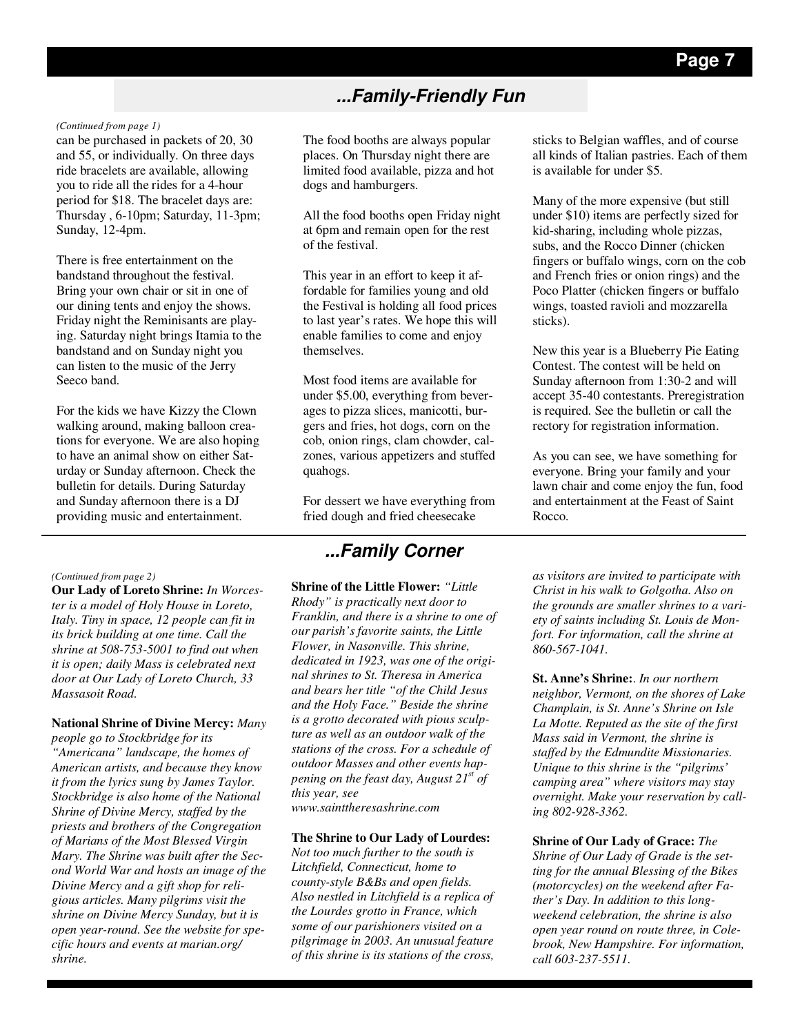## ...Family-Friendly Fun

*(Continued from page 1)*

can be purchased in packets of 20, 30 and 55, or individually. On three days ride bracelets are available, allowing you to ride all the rides for a 4-hour period for $18. The bracelet days are: Thursday , 6-10pm; Saturday, 11-3pm; Sunday, 12-4pm.

There is free entertainment on the bandstand throughout the festival. Bring your own chair or sit in one of our dining tents and enjoy the shows. Friday night the Reminisants are playing. Saturday night brings Itamia to the bandstand and on Sunday night you can listen to the music of the Jerry Seeco band.

For the kids we have Kizzy the Clown walking around, making balloon creations for everyone. We are also hoping to have an animal show on either Saturday or Sunday afternoon. Check the bulletin for details. During Saturday and Sunday afternoon there is a DJ providing music and entertainment.

The food booths are always popular places. On Thursday night there are limited food available, pizza and hot dogs and hamburgers.

All the food booths open Friday night at 6pm and remain open for the rest of the festival.

This year in an effort to keep it affordable for families young and old the Festival is holding all food prices to last year's rates. We hope this will enable families to come and enjoy themselves.

Most food items are available for under $5.00, everything from beverages to pizza slices, manicotti, burgers and fries, hot dogs, corn on the cob, onion rings, clam chowder, calzones, various appetizers and stuffed quahogs.

For dessert we have everything from fried dough and fried cheesecake sticks to Belgian waffles, and of course all kinds of Italian pastries. Each of them is available for under $5.

Many of the more expensive (but still under $10) items are perfectly sized for kid-sharing, including whole pizzas, subs, and the Rocco Dinner (chicken fingers or buffalo wings, corn on the cob and French fries or onion rings) and the Poco Platter (chicken fingers or buffalo wings, toasted ravioli and mozzarella sticks).

New this year is a Blueberry Pie Eating Contest. The contest will be held on Sunday afternoon from 1:30-2 and will accept 35-40 contestants. Preregistration is required. See the bulletin or call the rectory for registration information.

As you can see, we have something for everyone. Bring your family and your lawn chair and come enjoy the fun, food and entertainment at the Feast of Saint Rocco.

## ...Family Corner

*(Continued from page 2)*

**Our Lady of Loreto Shrine:** *In Worcester is a model of Holy House in Loreto, Italy. Tiny in space, 12 people can fit in its brick building at one time. Call the shrine at 508-753-5001 to find out when it is open; daily Mass is celebrated next door at Our Lady of Loreto Church, 33 Massasoit Road.*

**National Shrine of Divine Mercy:** *Many people go to Stockbridge for its "Americana" landscape, the homes of American artists, and because they know it from the lyrics sung by James Taylor. Stockbridge is also home of the National Shrine of Divine Mercy, staffed by the priests and brothers of the Congregation of Marians of the Most Blessed Virgin Mary. The Shrine was built after the Second World War and hosts an image of the Divine Mercy and a gift shop for religious articles. Many pilgrims visit the shrine on Divine Mercy Sunday, but it is open year-round. See the website for specific hours and events at marian.org/shrine.*

**Shrine of the Little Flower:** *"Little Rhody" is practically next door to Franklin, and there is a shrine to one of our parish's favorite saints, the Little Flower, in Nasonville. This shrine, dedicated in 1923, was one of the original shrines to St. Theresa in America and bears her title "of the Child Jesus and the Holy Face." Beside the shrine is a grotto decorated with pious sculpture as well as an outdoor walk of the stations of the cross. For a schedule of outdoor Masses and other events happening on the feast day, August 21st of this year, see www.sainttheresashrine.com*

**The Shrine to Our Lady of Lourdes:** *Not too much further to the south is Litchfield, Connecticut, home to county-style B&Bs and open fields. Also nestled in Litchfield is a replica of the Lourdes grotto in France, which some of our parishioners visited on a pilgrimage in 2003. An unusual feature of this shrine is its stations of the cross, as visitors are invited to participate with Christ in his walk to Golgotha. Also on the grounds are smaller shrines to a variety of saints including St. Louis de Monfort. For information, call the shrine at 860-567-1041.*

**St. Anne's Shrine:**. *In our northern neighbor, Vermont, on the shores of Lake Champlain, is St. Anne's Shrine on Isle La Motte. Reputed as the site of the first Mass said in Vermont, the shrine is staffed by the Edmundite Missionaries. Unique to this shrine is the "pilgrims' camping area" where visitors may stay overnight. Make your reservation by calling 802-928-3362.*

**Shrine of Our Lady of Grace:** *The Shrine of Our Lady of Grade is the setting for the annual Blessing of the Bikes (motorcycles) on the weekend after Father's Day. In addition to this long-weekend celebration, the shrine is also open year round on route three, in Colebrook, New Hampshire. For information, call 603-237-5511.*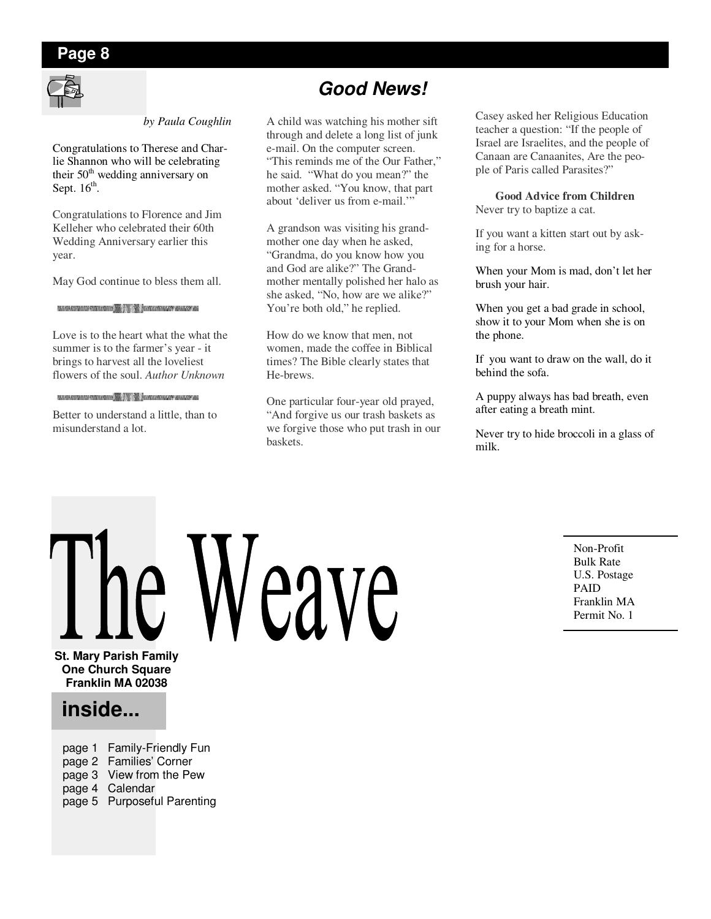## Good News!

*by Paula Coughlin*

Congratulations to Therese and Charlie Shannon who will be celebrating their 50th wedding anniversary on Sept. 16th.

Congratulations to Florence and Jim Kelleher who celebrated their 60th Wedding Anniversary earlier this year.

May God continue to bless them all.

---

Love is to the heart what the what the summer is to the farmer's year - it brings to harvest all the loveliest flowers of the soul. *Author Unknown*

---

Better to understand a little, than to misunderstand a lot.

A child was watching his mother sift through and delete a long list of junk e-mail. On the computer screen. "This reminds me of the Our Father," he said. "What do you mean?" the mother asked. "You know, that part about 'deliver us from e-mail.'"

A grandson was visiting his grandmother one day when he asked, "Grandma, do you know how you and God are alike?" The Grandmother mentally polished her halo as she asked, "No, how are we alike?" You're both old," he replied.

How do we know that men, not women, made the coffee in Biblical times? The Bible clearly states that He-brews.

One particular four-year old prayed, "And forgive us our trash baskets as we forgive those who put trash in our baskets.

Casey asked her Religious Education teacher a question: "If the people of Israel are Israelites, and the people of Canaan are Canaanites, Are the people of Paris called Parasites?"

**Good Advice from Children**

Never try to baptize a cat.

If you want a kitten start out by asking for a horse.

When your Mom is mad, don't let her brush your hair.

When you get a bad grade in school, show it to your Mom when she is on the phone.

If you want to draw on the wall, do it behind the sofa.

A puppy always has bad breath, even after eating a breath mint.

Never try to hide broccoli in a glass of milk.

# The Weave

**St. Mary Parish Family**
**One Church Square**
**Franklin MA 02038**

Non-Profit
Bulk Rate
U.S. Postage
PAID
Franklin MA
Permit No. 1

## inside...

- page 1 Family-Friendly Fun
- page 2 Families' Corner
- page 3 View from the Pew
- page 4 Calendar
- page 5 Purposeful Parenting